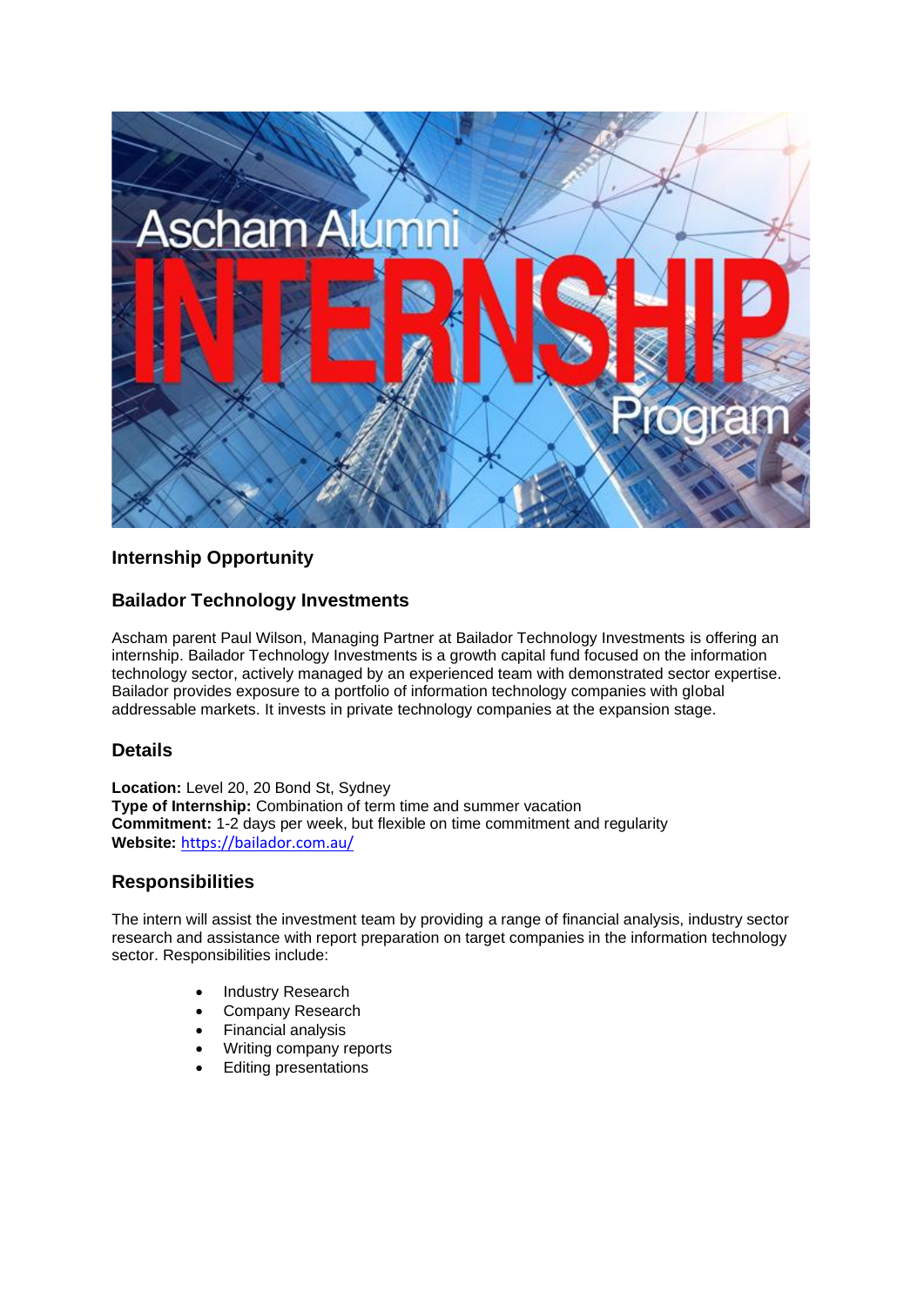## Internship Opportunity

## Bailador Technology Investments

Ascham parent Paul Wilson, Managing Partner at Bailador Technology Investments is offering an internship. Bailador Technology Investments is a growth capital fund focused on the information technology sector, actively managed by an experienced team with demonstrated sector expertise. Bailador provides exposure to a portfolio of information technology companies with global addressable markets. It invests in private technology companies at the expansion stage.

## Details

**Location:** Level 20, 20 Bond St, Sydney
**Type of Internship:** Combination of term time and summer vacation
**Commitment:** 1-2 days per week, but flexible on time commitment and regularity
**Website:** https://bailador.com.au/

## Responsibilities

The intern will assist the investment team by providing a range of financial analysis, industry sector research and assistance with report preparation on target companies in the information technology sector. Responsibilities include:

- Industry Research
- Company Research
- Financial analysis
- Writing company reports
- Editing presentations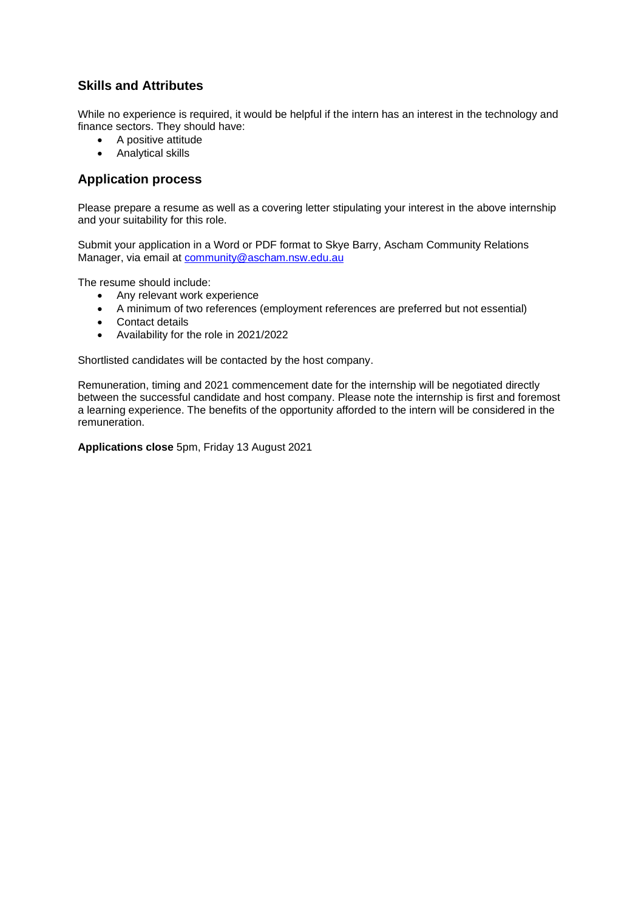## Skills and Attributes

While no experience is required, it would be helpful if the intern has an interest in the technology and finance sectors. They should have:

- A positive attitude
- Analytical skills

## Application process

Please prepare a resume as well as a covering letter stipulating your interest in the above internship and your suitability for this role.

Submit your application in a Word or PDF format to Skye Barry, Ascham Community Relations Manager, via email at community@ascham.nsw.edu.au

The resume should include:

- Any relevant work experience
- A minimum of two references (employment references are preferred but not essential)
- Contact details
- Availability for the role in 2021/2022

Shortlisted candidates will be contacted by the host company.

Remuneration, timing and 2021 commencement date for the internship will be negotiated directly between the successful candidate and host company. Please note the internship is first and foremost a learning experience. The benefits of the opportunity afforded to the intern will be considered in the remuneration.

**Applications close** 5pm, Friday 13 August 2021